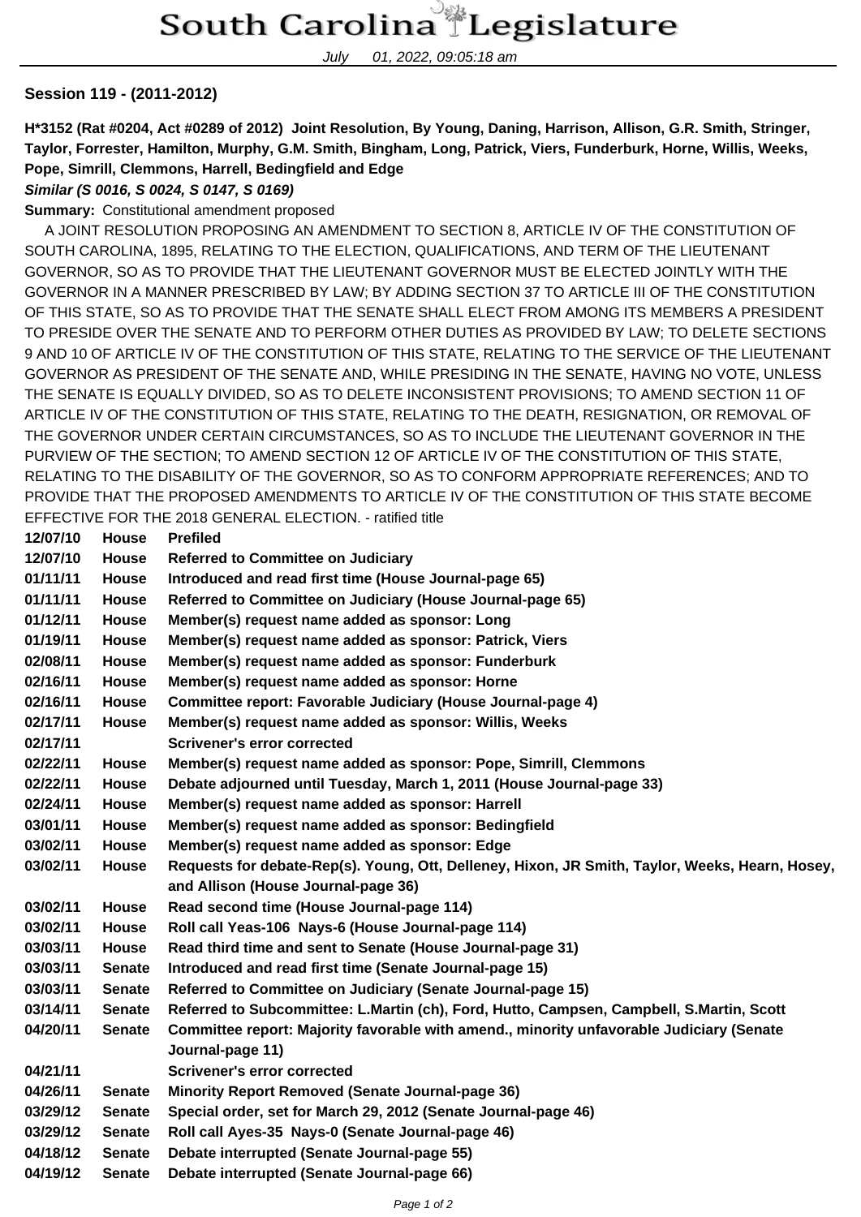# South Carolina Legislature

July 01, 2022, 09:05:18 am

## Session 119 - (2011-2012)

**H*3152 (Rat #0204, Act #0289 of 2012) Joint Resolution, By Young, Daning, Harrison, Allison, G.R. Smith, Stringer, Taylor, Forrester, Hamilton, Murphy, G.M. Smith, Bingham, Long, Patrick, Viers, Funderburk, Horne, Willis, Weeks, Pope, Simrill, Clemmons, Harrell, Bedingfield and Edge**

***Similar (S 0016, S 0024, S 0147, S 0169)***

**Summary:** Constitutional amendment proposed

A JOINT RESOLUTION PROPOSING AN AMENDMENT TO SECTION 8, ARTICLE IV OF THE CONSTITUTION OF SOUTH CAROLINA, 1895, RELATING TO THE ELECTION, QUALIFICATIONS, AND TERM OF THE LIEUTENANT GOVERNOR, SO AS TO PROVIDE THAT THE LIEUTENANT GOVERNOR MUST BE ELECTED JOINTLY WITH THE GOVERNOR IN A MANNER PRESCRIBED BY LAW; BY ADDING SECTION 37 TO ARTICLE III OF THE CONSTITUTION OF THIS STATE, SO AS TO PROVIDE THAT THE SENATE SHALL ELECT FROM AMONG ITS MEMBERS A PRESIDENT TO PRESIDE OVER THE SENATE AND TO PERFORM OTHER DUTIES AS PROVIDED BY LAW; TO DELETE SECTIONS 9 AND 10 OF ARTICLE IV OF THE CONSTITUTION OF THIS STATE, RELATING TO THE SERVICE OF THE LIEUTENANT GOVERNOR AS PRESIDENT OF THE SENATE AND, WHILE PRESIDING IN THE SENATE, HAVING NO VOTE, UNLESS THE SENATE IS EQUALLY DIVIDED, SO AS TO DELETE INCONSISTENT PROVISIONS; TO AMEND SECTION 11 OF ARTICLE IV OF THE CONSTITUTION OF THIS STATE, RELATING TO THE DEATH, RESIGNATION, OR REMOVAL OF THE GOVERNOR UNDER CERTAIN CIRCUMSTANCES, SO AS TO INCLUDE THE LIEUTENANT GOVERNOR IN THE PURVIEW OF THE SECTION; TO AMEND SECTION 12 OF ARTICLE IV OF THE CONSTITUTION OF THIS STATE, RELATING TO THE DISABILITY OF THE GOVERNOR, SO AS TO CONFORM APPROPRIATE REFERENCES; AND TO PROVIDE THAT THE PROPOSED AMENDMENTS TO ARTICLE IV OF THE CONSTITUTION OF THIS STATE BECOME EFFECTIVE FOR THE 2018 GENERAL ELECTION. - ratified title

| | | |
|---|---|---|
| **12/07/10** | **House** | **Prefiled** |
| **12/07/10** | **House** | **Referred to Committee on Judiciary** |
| **01/11/11** | **House** | **Introduced and read first time (House Journal-page 65)** |
| **01/11/11** | **House** | **Referred to Committee on Judiciary (House Journal-page 65)** |
| **01/12/11** | **House** | **Member(s) request name added as sponsor: Long** |
| **01/19/11** | **House** | **Member(s) request name added as sponsor: Patrick, Viers** |
| **02/08/11** | **House** | **Member(s) request name added as sponsor: Funderburk** |
| **02/16/11** | **House** | **Member(s) request name added as sponsor: Horne** |
| **02/16/11** | **House** | **Committee report: Favorable Judiciary (House Journal-page 4)** |
| **02/17/11** | **House** | **Member(s) request name added as sponsor: Willis, Weeks** |
| **02/17/11** | | **Scrivener's error corrected** |
| **02/22/11** | **House** | **Member(s) request name added as sponsor: Pope, Simrill, Clemmons** |
| **02/22/11** | **House** | **Debate adjourned until Tuesday, March 1, 2011 (House Journal-page 33)** |
| **02/24/11** | **House** | **Member(s) request name added as sponsor: Harrell** |
| **03/01/11** | **House** | **Member(s) request name added as sponsor: Bedingfield** |
| **03/02/11** | **House** | **Member(s) request name added as sponsor: Edge** |
| **03/02/11** | **House** | **Requests for debate-Rep(s). Young, Ott, Delleney, Hixon, JR Smith, Taylor, Weeks, Hearn, Hosey, and Allison (House Journal-page 36)** |
| **03/02/11** | **House** | **Read second time (House Journal-page 114)** |
| **03/02/11** | **House** | **Roll call Yeas-106 Nays-6 (House Journal-page 114)** |
| **03/03/11** | **House** | **Read third time and sent to Senate (House Journal-page 31)** |
| **03/03/11** | **Senate** | **Introduced and read first time (Senate Journal-page 15)** |
| **03/03/11** | **Senate** | **Referred to Committee on Judiciary (Senate Journal-page 15)** |
| **03/14/11** | **Senate** | **Referred to Subcommittee: L.Martin (ch), Ford, Hutto, Campsen, Campbell, S.Martin, Scott** |
| **04/20/11** | **Senate** | **Committee report: Majority favorable with amend., minority unfavorable Judiciary (Senate Journal-page 11)** |
| **04/21/11** | | **Scrivener's error corrected** |
| **04/26/11** | **Senate** | **Minority Report Removed (Senate Journal-page 36)** |
| **03/29/12** | **Senate** | **Special order, set for March 29, 2012 (Senate Journal-page 46)** |
| **03/29/12** | **Senate** | **Roll call Ayes-35 Nays-0 (Senate Journal-page 46)** |
| **04/18/12** | **Senate** | **Debate interrupted (Senate Journal-page 55)** |
| **04/19/12** | **Senate** | **Debate interrupted (Senate Journal-page 66)** |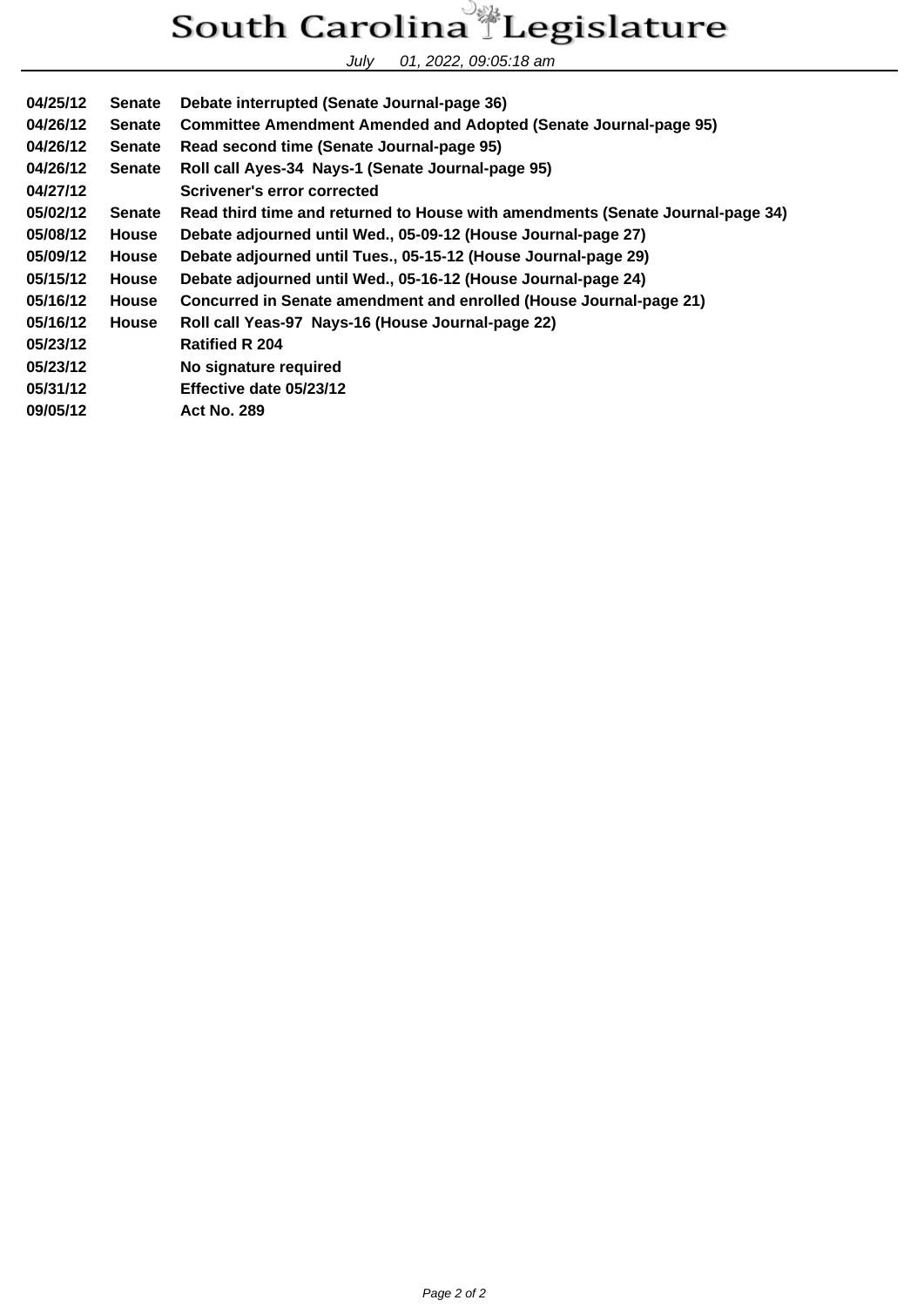| | | |
|---|---|---|
| 04/25/12 | Senate | Debate interrupted (Senate Journal-page 36) |
| 04/26/12 | Senate | Committee Amendment Amended and Adopted (Senate Journal-page 95) |
| 04/26/12 | Senate | Read second time (Senate Journal-page 95) |
| 04/26/12 | Senate | Roll call Ayes-34 Nays-1 (Senate Journal-page 95) |
| 04/27/12 | | Scrivener's error corrected |
| 05/02/12 | Senate | Read third time and returned to House with amendments (Senate Journal-page 34) |
| 05/08/12 | House | Debate adjourned until Wed., 05-09-12 (House Journal-page 27) |
| 05/09/12 | House | Debate adjourned until Tues., 05-15-12 (House Journal-page 29) |
| 05/15/12 | House | Debate adjourned until Wed., 05-16-12 (House Journal-page 24) |
| 05/16/12 | House | Concurred in Senate amendment and enrolled (House Journal-page 21) |
| 05/16/12 | House | Roll call Yeas-97 Nays-16 (House Journal-page 22) |
| 05/23/12 | | Ratified R 204 |
| 05/23/12 | | No signature required |
| 05/31/12 | | Effective date 05/23/12 |
| 09/05/12 | | Act No. 289 |